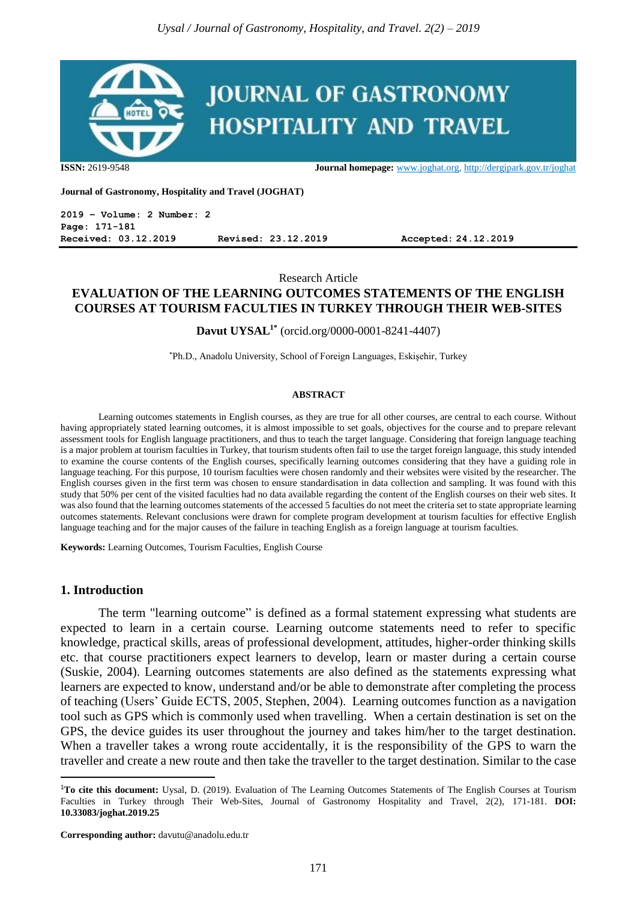**ISSN:** 2619-9548 **Journal homepage:** www.joghat.org, http://dergipark.gov.tr/joghat

**Journal of Gastronomy, Hospitality and Travel (JOGHAT)**

**2019 – Volume: 2 Number: 2**
**Page: 171-181**
**Received: 03.12.2019 Revised: 23.12.2019 Accepted: 24.12.2019**

Research Article

# EVALUATION OF THE LEARNING OUTCOMES STATEMENTS OF THE ENGLISH COURSES AT TOURISM FACULTIES IN TURKEY THROUGH THEIR WEB-SITES

**Davut UYSAL**[1*] (orcid.org/0000-0001-8241-4407)

[*]Ph.D., Anadolu University, School of Foreign Languages, Eskişehir, Turkey

#### ABSTRACT

Learning outcomes statements in English courses, as they are true for all other courses, are central to each course. Without having appropriately stated learning outcomes, it is almost impossible to set goals, objectives for the course and to prepare relevant assessment tools for English language practitioners, and thus to teach the target language. Considering that foreign language teaching is a major problem at tourism faculties in Turkey, that tourism students often fail to use the target foreign language, this study intended to examine the course contents of the English courses, specifically learning outcomes considering that they have a guiding role in language teaching. For this purpose, 10 tourism faculties were chosen randomly and their websites were visited by the researcher. The English courses given in the first term was chosen to ensure standardisation in data collection and sampling. It was found with this study that 50% per cent of the visited faculties had no data available regarding the content of the English courses on their web sites. It was also found that the learning outcomes statements of the accessed 5 faculties do not meet the criteria set to state appropriate learning outcomes statements. Relevant conclusions were drawn for complete program development at tourism faculties for effective English language teaching and for the major causes of the failure in teaching English as a foreign language at tourism faculties.

**Keywords:** Learning Outcomes, Tourism Faculties, English Course

## 1. Introduction

The term "learning outcome" is defined as a formal statement expressing what students are expected to learn in a certain course. Learning outcome statements need to refer to specific knowledge, practical skills, areas of professional development, attitudes, higher-order thinking skills etc. that course practitioners expect learners to develop, learn or master during a certain course (Suskie, 2004). Learning outcomes statements are also defined as the statements expressing what learners are expected to know, understand and/or be able to demonstrate after completing the process of teaching (Users' Guide ECTS, 2005, Stephen, 2004). Learning outcomes function as a navigation tool such as GPS which is commonly used when travelling. When a certain destination is set on the GPS, the device guides its user throughout the journey and takes him/her to the target destination. When a traveller takes a wrong route accidentally, it is the responsibility of the GPS to warn the traveller and create a new route and then take the traveller to the target destination. Similar to the case

---

[1]**To cite this document:** Uysal, D. (2019). Evaluation of The Learning Outcomes Statements of The English Courses at Tourism Faculties in Turkey through Their Web-Sites, Journal of Gastronomy Hospitality and Travel, 2(2), 171-181. **DOI: 10.33083/joghat.2019.25**

**Corresponding author:** davutu@anadolu.edu.tr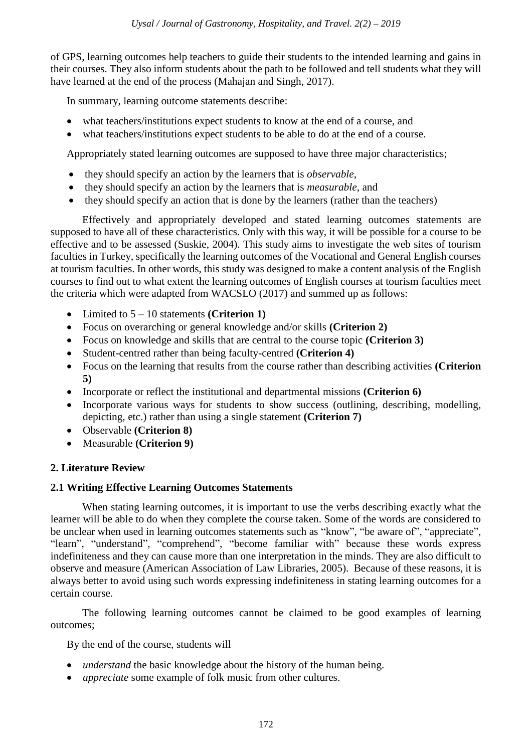of GPS, learning outcomes help teachers to guide their students to the intended learning and gains in their courses. They also inform students about the path to be followed and tell students what they will have learned at the end of the process (Mahajan and Singh, 2017).

In summary, learning outcome statements describe:

- what teachers/institutions expect students to know at the end of a course, and
- what teachers/institutions expect students to be able to do at the end of a course.

Appropriately stated learning outcomes are supposed to have three major characteristics;

- they should specify an action by the learners that is *observable*,
- they should specify an action by the learners that is *measurable*, and
- they should specify an action that is done by the learners (rather than the teachers)

Effectively and appropriately developed and stated learning outcomes statements are supposed to have all of these characteristics. Only with this way, it will be possible for a course to be effective and to be assessed (Suskie, 2004). This study aims to investigate the web sites of tourism faculties in Turkey, specifically the learning outcomes of the Vocational and General English courses at tourism faculties. In other words, this study was designed to make a content analysis of the English courses to find out to what extent the learning outcomes of English courses at tourism faculties meet the criteria which were adapted from WACSLO (2017) and summed up as follows:

- Limited to 5 – 10 statements **(Criterion 1)**
- Focus on overarching or general knowledge and/or skills **(Criterion 2)**
- Focus on knowledge and skills that are central to the course topic **(Criterion 3)**
- Student-centred rather than being faculty-centred **(Criterion 4)**
- Focus on the learning that results from the course rather than describing activities **(Criterion 5)**
- Incorporate or reflect the institutional and departmental missions **(Criterion 6)**
- Incorporate various ways for students to show success (outlining, describing, modelling, depicting, etc.) rather than using a single statement **(Criterion 7)**
- Observable **(Criterion 8)**
- Measurable **(Criterion 9)**

## 2. Literature Review

### 2.1 Writing Effective Learning Outcomes Statements

When stating learning outcomes, it is important to use the verbs describing exactly what the learner will be able to do when they complete the course taken. Some of the words are considered to be unclear when used in learning outcomes statements such as "know", "be aware of", "appreciate", "learn", "understand", "comprehend", "become familiar with" because these words express indefiniteness and they can cause more than one interpretation in the minds. They are also difficult to observe and measure (American Association of Law Libraries, 2005). Because of these reasons, it is always better to avoid using such words expressing indefiniteness in stating learning outcomes for a certain course.

The following learning outcomes cannot be claimed to be good examples of learning outcomes;

By the end of the course, students will

- *understand* the basic knowledge about the history of the human being.
- *appreciate* some example of folk music from other cultures.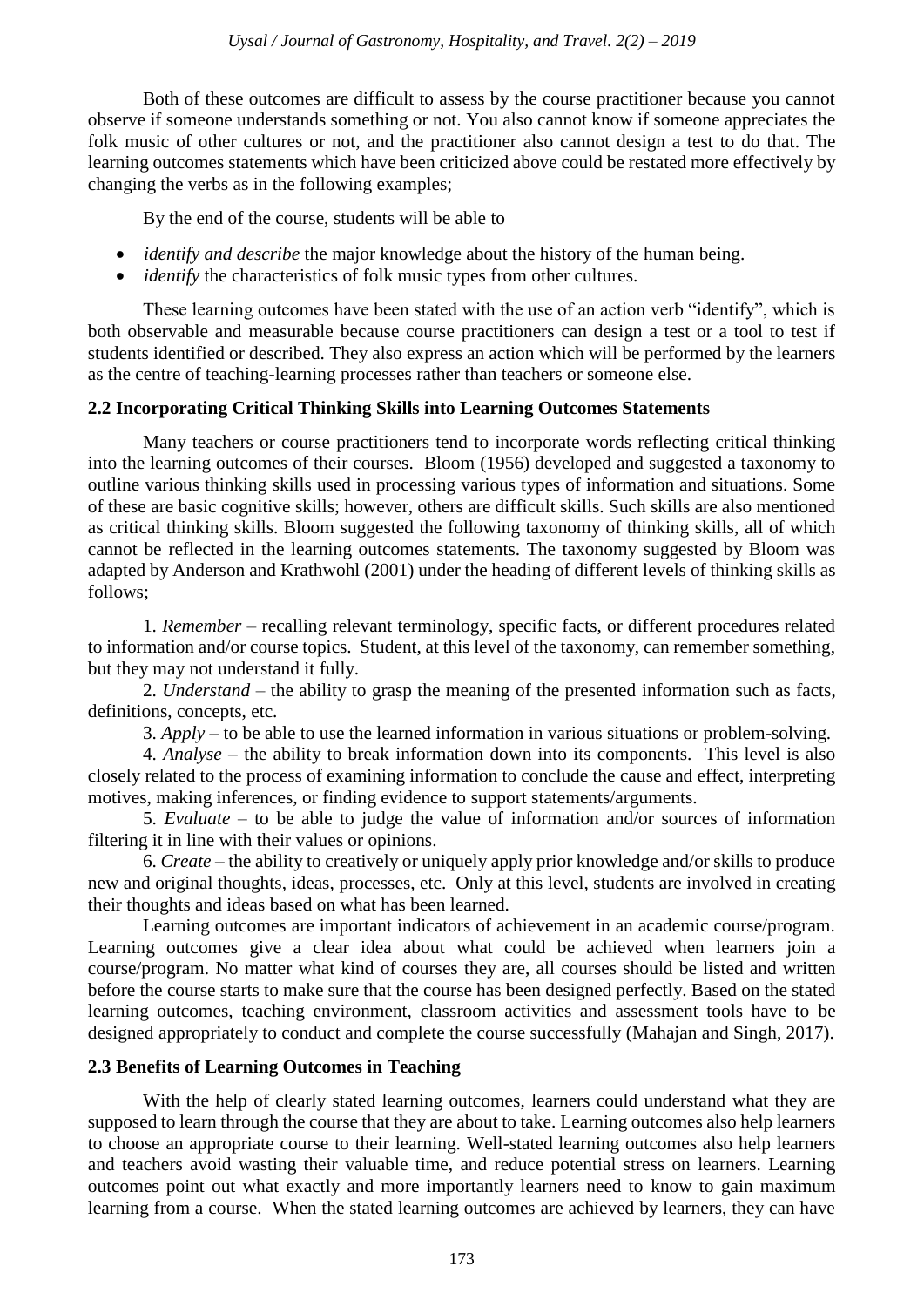Both of these outcomes are difficult to assess by the course practitioner because you cannot observe if someone understands something or not. You also cannot know if someone appreciates the folk music of other cultures or not, and the practitioner also cannot design a test to do that. The learning outcomes statements which have been criticized above could be restated more effectively by changing the verbs as in the following examples;

By the end of the course, students will be able to

- *identify and describe* the major knowledge about the history of the human being.
- *identify* the characteristics of folk music types from other cultures.

These learning outcomes have been stated with the use of an action verb "identify", which is both observable and measurable because course practitioners can design a test or a tool to test if students identified or described. They also express an action which will be performed by the learners as the centre of teaching-learning processes rather than teachers or someone else.

### 2.2 Incorporating Critical Thinking Skills into Learning Outcomes Statements

Many teachers or course practitioners tend to incorporate words reflecting critical thinking into the learning outcomes of their courses. Bloom (1956) developed and suggested a taxonomy to outline various thinking skills used in processing various types of information and situations. Some of these are basic cognitive skills; however, others are difficult skills. Such skills are also mentioned as critical thinking skills. Bloom suggested the following taxonomy of thinking skills, all of which cannot be reflected in the learning outcomes statements. The taxonomy suggested by Bloom was adapted by Anderson and Krathwohl (2001) under the heading of different levels of thinking skills as follows;

1. *Remember* – recalling relevant terminology, specific facts, or different procedures related to information and/or course topics. Student, at this level of the taxonomy, can remember something, but they may not understand it fully.
2. *Understand* – the ability to grasp the meaning of the presented information such as facts, definitions, concepts, etc.
3. *Apply* – to be able to use the learned information in various situations or problem-solving.
4. *Analyse* – the ability to break information down into its components. This level is also closely related to the process of examining information to conclude the cause and effect, interpreting motives, making inferences, or finding evidence to support statements/arguments.
5. *Evaluate* – to be able to judge the value of information and/or sources of information filtering it in line with their values or opinions.
6. *Create* – the ability to creatively or uniquely apply prior knowledge and/or skills to produce new and original thoughts, ideas, processes, etc. Only at this level, students are involved in creating their thoughts and ideas based on what has been learned.

Learning outcomes are important indicators of achievement in an academic course/program. Learning outcomes give a clear idea about what could be achieved when learners join a course/program. No matter what kind of courses they are, all courses should be listed and written before the course starts to make sure that the course has been designed perfectly. Based on the stated learning outcomes, teaching environment, classroom activities and assessment tools have to be designed appropriately to conduct and complete the course successfully (Mahajan and Singh, 2017).

### 2.3 Benefits of Learning Outcomes in Teaching

With the help of clearly stated learning outcomes, learners could understand what they are supposed to learn through the course that they are about to take. Learning outcomes also help learners to choose an appropriate course to their learning. Well-stated learning outcomes also help learners and teachers avoid wasting their valuable time, and reduce potential stress on learners. Learning outcomes point out what exactly and more importantly learners need to know to gain maximum learning from a course. When the stated learning outcomes are achieved by learners, they can have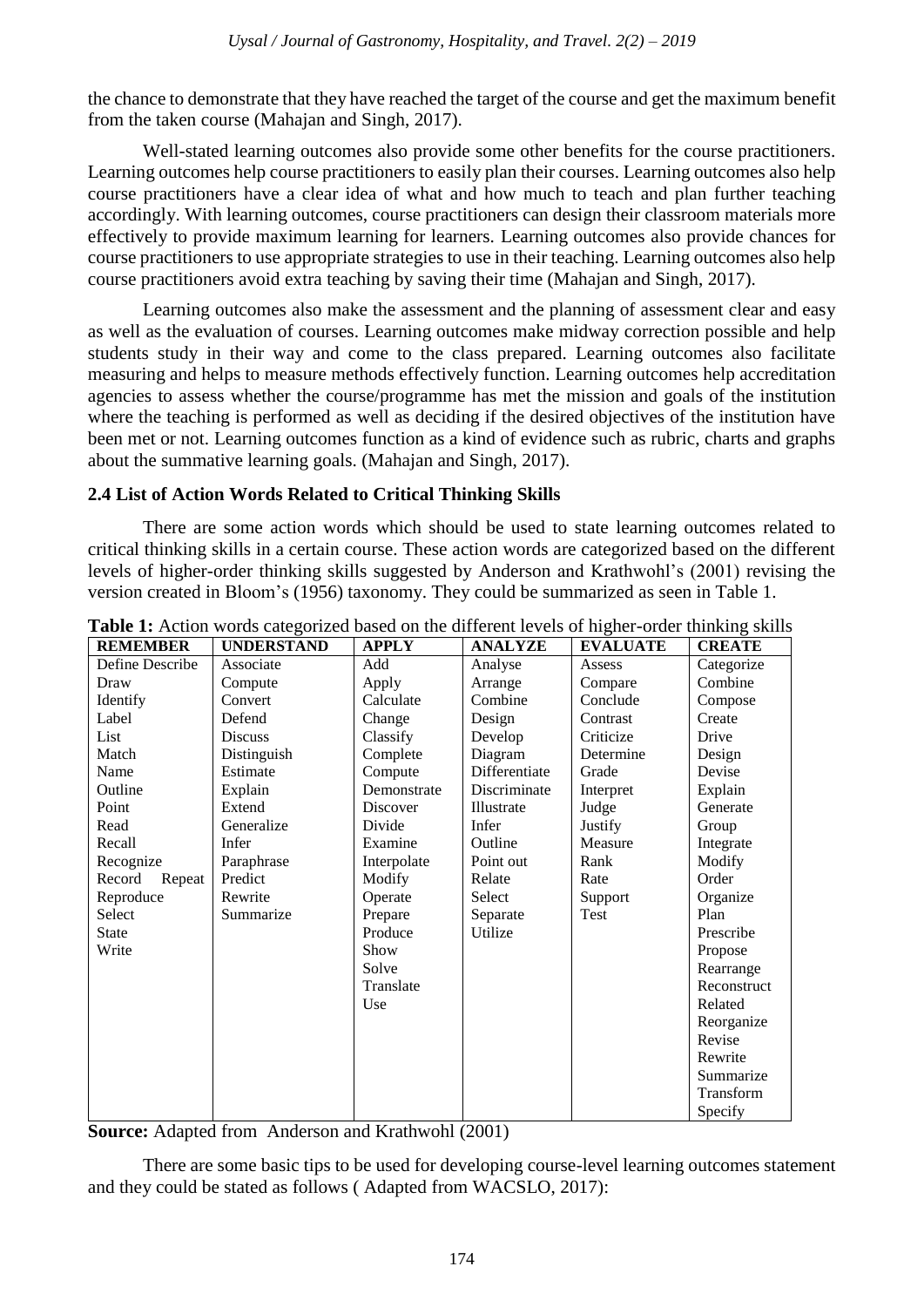the chance to demonstrate that they have reached the target of the course and get the maximum benefit from the taken course (Mahajan and Singh, 2017).

Well-stated learning outcomes also provide some other benefits for the course practitioners. Learning outcomes help course practitioners to easily plan their courses. Learning outcomes also help course practitioners have a clear idea of what and how much to teach and plan further teaching accordingly. With learning outcomes, course practitioners can design their classroom materials more effectively to provide maximum learning for learners. Learning outcomes also provide chances for course practitioners to use appropriate strategies to use in their teaching. Learning outcomes also help course practitioners avoid extra teaching by saving their time (Mahajan and Singh, 2017).

Learning outcomes also make the assessment and the planning of assessment clear and easy as well as the evaluation of courses. Learning outcomes make midway correction possible and help students study in their way and come to the class prepared. Learning outcomes also facilitate measuring and helps to measure methods effectively function. Learning outcomes help accreditation agencies to assess whether the course/programme has met the mission and goals of the institution where the teaching is performed as well as deciding if the desired objectives of the institution have been met or not. Learning outcomes function as a kind of evidence such as rubric, charts and graphs about the summative learning goals. (Mahajan and Singh, 2017).

### 2.4 List of Action Words Related to Critical Thinking Skills

There are some action words which should be used to state learning outcomes related to critical thinking skills in a certain course. These action words are categorized based on the different levels of higher-order thinking skills suggested by Anderson and Krathwohl's (2001) revising the version created in Bloom's (1956) taxonomy. They could be summarized as seen in Table 1.

**Table 1:** Action words categorized based on the different levels of higher-order thinking skills

| REMEMBER | UNDERSTAND | APPLY | ANALYZE | EVALUATE | CREATE |
|---|---|---|---|---|---|
| Define Describe | Associate | Add | Analyse | Assess | Categorize |
| Draw | Compute | Apply | Arrange | Compare | Combine |
| Identify | Convert | Calculate | Combine | Conclude | Compose |
| Label | Defend | Change | Design | Contrast | Create |
| List | Discuss | Classify | Develop | Criticize | Drive |
| Match | Distinguish | Complete | Diagram | Determine | Design |
| Name | Estimate | Compute | Differentiate | Grade | Devise |
| Outline | Explain | Demonstrate | Discriminate | Interpret | Explain |
| Point | Extend | Discover | Illustrate | Judge | Generate |
| Read | Generalize | Divide | Infer | Justify | Group |
| Recall | Infer | Examine | Outline | Measure | Integrate |
| Recognize | Paraphrase | Interpolate | Point out | Rank | Modify |
| Record Repeat | Predict | Modify | Relate | Rate | Order |
| Reproduce | Rewrite | Operate | Select | Support | Organize |
| Select | Summarize | Prepare | Separate | Test | Plan |
| State | | Produce | Utilize | | Prescribe |
| Write | | Show | | | Propose |
| | | Solve | | | Rearrange |
| | | Translate | | | Reconstruct |
| | | Use | | | Related |
| | | | | | Reorganize |
| | | | | | Revise |
| | | | | | Rewrite |
| | | | | | Summarize |
| | | | | | Transform |
| | | | | | Specify |

**Source:** Adapted from Anderson and Krathwohl (2001)

There are some basic tips to be used for developing course-level learning outcomes statement and they could be stated as follows ( Adapted from WACSLO, 2017):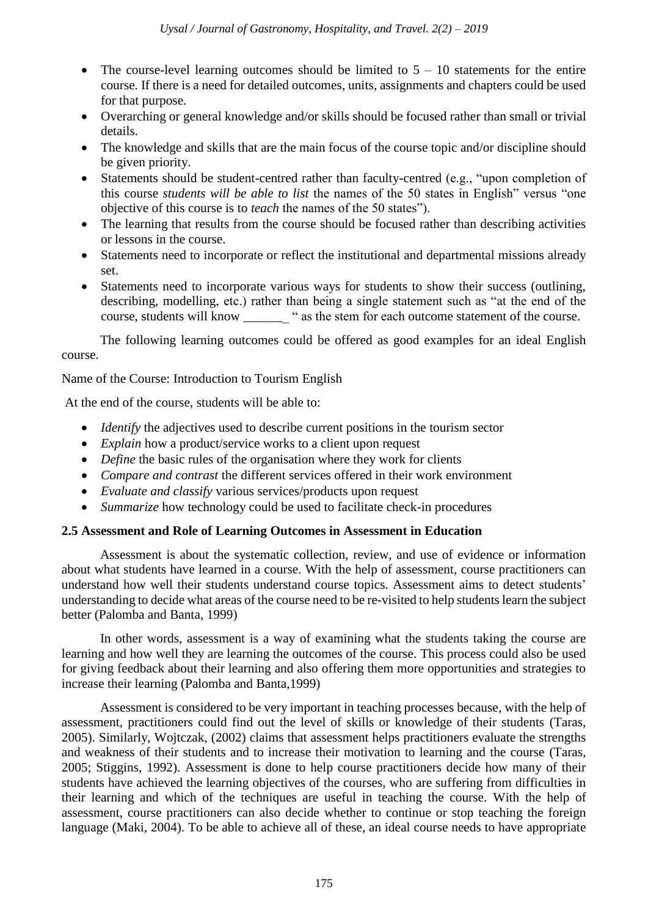- The course-level learning outcomes should be limited to 5 – 10 statements for the entire course. If there is a need for detailed outcomes, units, assignments and chapters could be used for that purpose.
- Overarching or general knowledge and/or skills should be focused rather than small or trivial details.
- The knowledge and skills that are the main focus of the course topic and/or discipline should be given priority.
- Statements should be student-centred rather than faculty-centred (e.g., "upon completion of this course *students will be able to list* the names of the 50 states in English" versus "one objective of this course is to *teach* the names of the 50 states").
- The learning that results from the course should be focused rather than describing activities or lessons in the course.
- Statements need to incorporate or reflect the institutional and departmental missions already set.
- Statements need to incorporate various ways for students to show their success (outlining, describing, modelling, etc.) rather than being a single statement such as "at the end of the course, students will know ______ " as the stem for each outcome statement of the course.

The following learning outcomes could be offered as good examples for an ideal English course.

Name of the Course: Introduction to Tourism English

At the end of the course, students will be able to:

- *Identify* the adjectives used to describe current positions in the tourism sector
- *Explain* how a product/service works to a client upon request
- *Define* the basic rules of the organisation where they work for clients
- *Compare and contrast* the different services offered in their work environment
- *Evaluate and classify* various services/products upon request
- *Summarize* how technology could be used to facilitate check-in procedures

### 2.5 Assessment and Role of Learning Outcomes in Assessment in Education

Assessment is about the systematic collection, review, and use of evidence or information about what students have learned in a course. With the help of assessment, course practitioners can understand how well their students understand course topics. Assessment aims to detect students' understanding to decide what areas of the course need to be re-visited to help students learn the subject better (Palomba and Banta, 1999)

In other words, assessment is a way of examining what the students taking the course are learning and how well they are learning the outcomes of the course. This process could also be used for giving feedback about their learning and also offering them more opportunities and strategies to increase their learning (Palomba and Banta,1999)

Assessment is considered to be very important in teaching processes because, with the help of assessment, practitioners could find out the level of skills or knowledge of their students (Taras, 2005). Similarly, Wojtczak, (2002) claims that assessment helps practitioners evaluate the strengths and weakness of their students and to increase their motivation to learning and the course (Taras, 2005; Stiggins, 1992). Assessment is done to help course practitioners decide how many of their students have achieved the learning objectives of the courses, who are suffering from difficulties in their learning and which of the techniques are useful in teaching the course. With the help of assessment, course practitioners can also decide whether to continue or stop teaching the foreign language (Maki, 2004). To be able to achieve all of these, an ideal course needs to have appropriate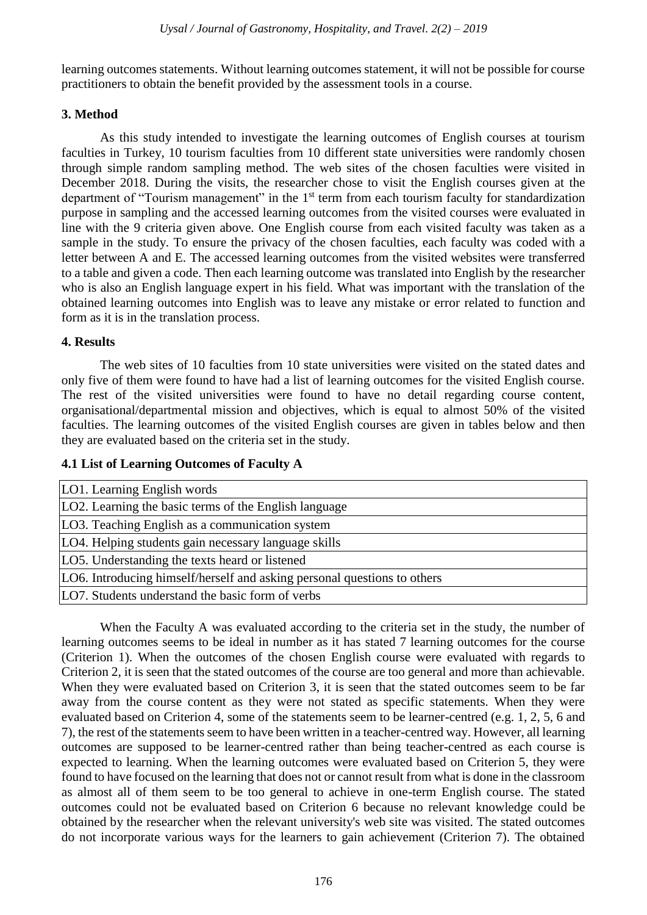learning outcomes statements. Without learning outcomes statement, it will not be possible for course practitioners to obtain the benefit provided by the assessment tools in a course.

### 3. Method

As this study intended to investigate the learning outcomes of English courses at tourism faculties in Turkey, 10 tourism faculties from 10 different state universities were randomly chosen through simple random sampling method. The web sites of the chosen faculties were visited in December 2018. During the visits, the researcher chose to visit the English courses given at the department of "Tourism management" in the 1st term from each tourism faculty for standardization purpose in sampling and the accessed learning outcomes from the visited courses were evaluated in line with the 9 criteria given above. One English course from each visited faculty was taken as a sample in the study. To ensure the privacy of the chosen faculties, each faculty was coded with a letter between A and E. The accessed learning outcomes from the visited websites were transferred to a table and given a code. Then each learning outcome was translated into English by the researcher who is also an English language expert in his field. What was important with the translation of the obtained learning outcomes into English was to leave any mistake or error related to function and form as it is in the translation process.

### 4. Results

The web sites of 10 faculties from 10 state universities were visited on the stated dates and only five of them were found to have had a list of learning outcomes for the visited English course. The rest of the visited universities were found to have no detail regarding course content, organisational/departmental mission and objectives, which is equal to almost 50% of the visited faculties. The learning outcomes of the visited English courses are given in tables below and then they are evaluated based on the criteria set in the study.

#### 4.1 List of Learning Outcomes of Faculty A

| LO1. Learning English words |
|---|
| LO2. Learning the basic terms of the English language |
| LO3. Teaching English as a communication system |
| LO4. Helping students gain necessary language skills |
| LO5. Understanding the texts heard or listened |
| LO6. Introducing himself/herself and asking personal questions to others |
| LO7. Students understand the basic form of verbs |

When the Faculty A was evaluated according to the criteria set in the study, the number of learning outcomes seems to be ideal in number as it has stated 7 learning outcomes for the course (Criterion 1). When the outcomes of the chosen English course were evaluated with regards to Criterion 2, it is seen that the stated outcomes of the course are too general and more than achievable. When they were evaluated based on Criterion 3, it is seen that the stated outcomes seem to be far away from the course content as they were not stated as specific statements. When they were evaluated based on Criterion 4, some of the statements seem to be learner-centred (e.g. 1, 2, 5, 6 and 7), the rest of the statements seem to have been written in a teacher-centred way. However, all learning outcomes are supposed to be learner-centred rather than being teacher-centred as each course is expected to learning. When the learning outcomes were evaluated based on Criterion 5, they were found to have focused on the learning that does not or cannot result from what is done in the classroom as almost all of them seem to be too general to achieve in one-term English course. The stated outcomes could not be evaluated based on Criterion 6 because no relevant knowledge could be obtained by the researcher when the relevant university's web site was visited. The stated outcomes do not incorporate various ways for the learners to gain achievement (Criterion 7). The obtained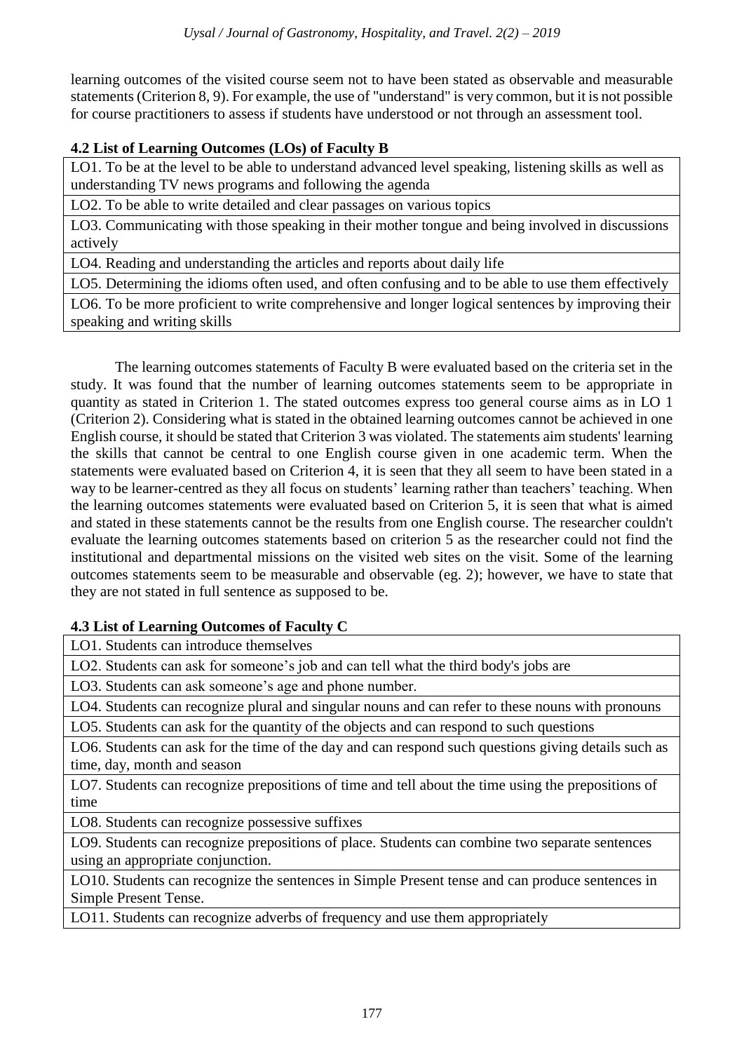learning outcomes of the visited course seem not to have been stated as observable and measurable statements (Criterion 8, 9). For example, the use of "understand" is very common, but it is not possible for course practitioners to assess if students have understood or not through an assessment tool.

**4.2 List of Learning Outcomes (LOs) of Faculty B**

| |
|---|
| LO1. To be at the level to be able to understand advanced level speaking, listening skills as well as understanding TV news programs and following the agenda |
| LO2. To be able to write detailed and clear passages on various topics |
| LO3. Communicating with those speaking in their mother tongue and being involved in discussions actively |
| LO4. Reading and understanding the articles and reports about daily life |
| LO5. Determining the idioms often used, and often confusing and to be able to use them effectively |
| LO6. To be more proficient to write comprehensive and longer logical sentences by improving their speaking and writing skills |

The learning outcomes statements of Faculty B were evaluated based on the criteria set in the study. It was found that the number of learning outcomes statements seem to be appropriate in quantity as stated in Criterion 1. The stated outcomes express too general course aims as in LO 1 (Criterion 2). Considering what is stated in the obtained learning outcomes cannot be achieved in one English course, it should be stated that Criterion 3 was violated. The statements aim students' learning the skills that cannot be central to one English course given in one academic term. When the statements were evaluated based on Criterion 4, it is seen that they all seem to have been stated in a way to be learner-centred as they all focus on students' learning rather than teachers' teaching. When the learning outcomes statements were evaluated based on Criterion 5, it is seen that what is aimed and stated in these statements cannot be the results from one English course. The researcher couldn't evaluate the learning outcomes statements based on criterion 5 as the researcher could not find the institutional and departmental missions on the visited web sites on the visit. Some of the learning outcomes statements seem to be measurable and observable (eg. 2); however, we have to state that they are not stated in full sentence as supposed to be.

**4.3 List of Learning Outcomes of Faculty C**

| |
|---|
| LO1. Students can introduce themselves |
| LO2. Students can ask for someone's job and can tell what the third body's jobs are |
| LO3. Students can ask someone's age and phone number. |
| LO4. Students can recognize plural and singular nouns and can refer to these nouns with pronouns |
| LO5. Students can ask for the quantity of the objects and can respond to such questions |
| LO6. Students can ask for the time of the day and can respond such questions giving details such as time, day, month and season |
| LO7. Students can recognize prepositions of time and tell about the time using the prepositions of time |
| LO8. Students can recognize possessive suffixes |
| LO9. Students can recognize prepositions of place. Students can combine two separate sentences using an appropriate conjunction. |
| LO10. Students can recognize the sentences in Simple Present tense and can produce sentences in Simple Present Tense. |
| LO11. Students can recognize adverbs of frequency and use them appropriately |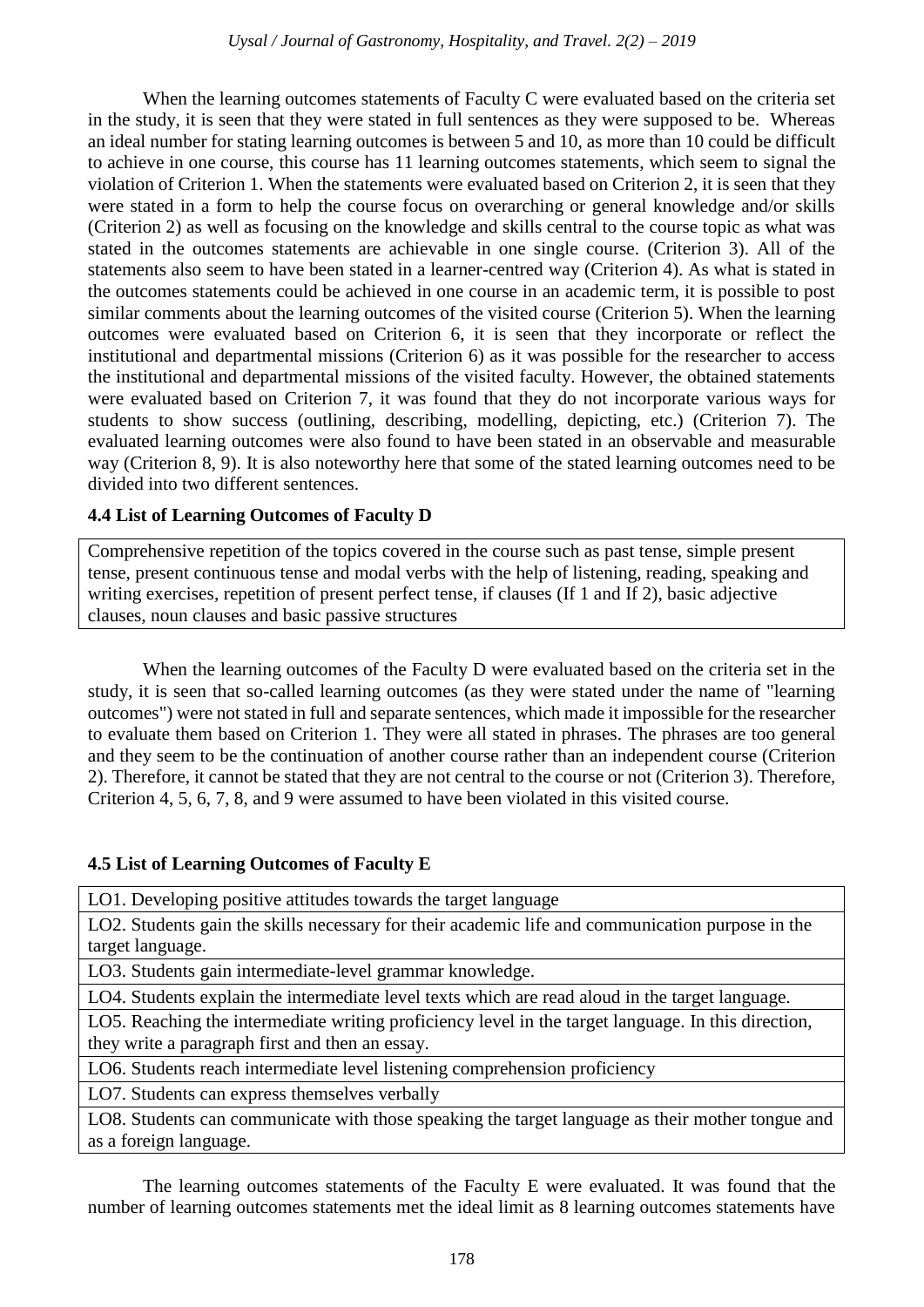When the learning outcomes statements of Faculty C were evaluated based on the criteria set in the study, it is seen that they were stated in full sentences as they were supposed to be. Whereas an ideal number for stating learning outcomes is between 5 and 10, as more than 10 could be difficult to achieve in one course, this course has 11 learning outcomes statements, which seem to signal the violation of Criterion 1. When the statements were evaluated based on Criterion 2, it is seen that they were stated in a form to help the course focus on overarching or general knowledge and/or skills (Criterion 2) as well as focusing on the knowledge and skills central to the course topic as what was stated in the outcomes statements are achievable in one single course. (Criterion 3). All of the statements also seem to have been stated in a learner-centred way (Criterion 4). As what is stated in the outcomes statements could be achieved in one course in an academic term, it is possible to post similar comments about the learning outcomes of the visited course (Criterion 5). When the learning outcomes were evaluated based on Criterion 6, it is seen that they incorporate or reflect the institutional and departmental missions (Criterion 6) as it was possible for the researcher to access the institutional and departmental missions of the visited faculty. However, the obtained statements were evaluated based on Criterion 7, it was found that they do not incorporate various ways for students to show success (outlining, describing, modelling, depicting, etc.) (Criterion 7). The evaluated learning outcomes were also found to have been stated in an observable and measurable way (Criterion 8, 9). It is also noteworthy here that some of the stated learning outcomes need to be divided into two different sentences.

### 4.4 List of Learning Outcomes of Faculty D

| Comprehensive repetition of the topics covered in the course such as past tense, simple present tense, present continuous tense and modal verbs with the help of listening, reading, speaking and writing exercises, repetition of present perfect tense, if clauses (If 1 and If 2), basic adjective clauses, noun clauses and basic passive structures |
|---|

When the learning outcomes of the Faculty D were evaluated based on the criteria set in the study, it is seen that so-called learning outcomes (as they were stated under the name of "learning outcomes") were not stated in full and separate sentences, which made it impossible for the researcher to evaluate them based on Criterion 1. They were all stated in phrases. The phrases are too general and they seem to be the continuation of another course rather than an independent course (Criterion 2). Therefore, it cannot be stated that they are not central to the course or not (Criterion 3). Therefore, Criterion 4, 5, 6, 7, 8, and 9 were assumed to have been violated in this visited course.

### 4.5 List of Learning Outcomes of Faculty E

| LO1. Developing positive attitudes towards the target language |
|---|
| LO2. Students gain the skills necessary for their academic life and communication purpose in the target language. |
| LO3. Students gain intermediate-level grammar knowledge. |
| LO4. Students explain the intermediate level texts which are read aloud in the target language. |
| LO5. Reaching the intermediate writing proficiency level in the target language. In this direction, they write a paragraph first and then an essay. |
| LO6. Students reach intermediate level listening comprehension proficiency |
| LO7. Students can express themselves verbally |
| LO8. Students can communicate with those speaking the target language as their mother tongue and as a foreign language. |

The learning outcomes statements of the Faculty E were evaluated. It was found that the number of learning outcomes statements met the ideal limit as 8 learning outcomes statements have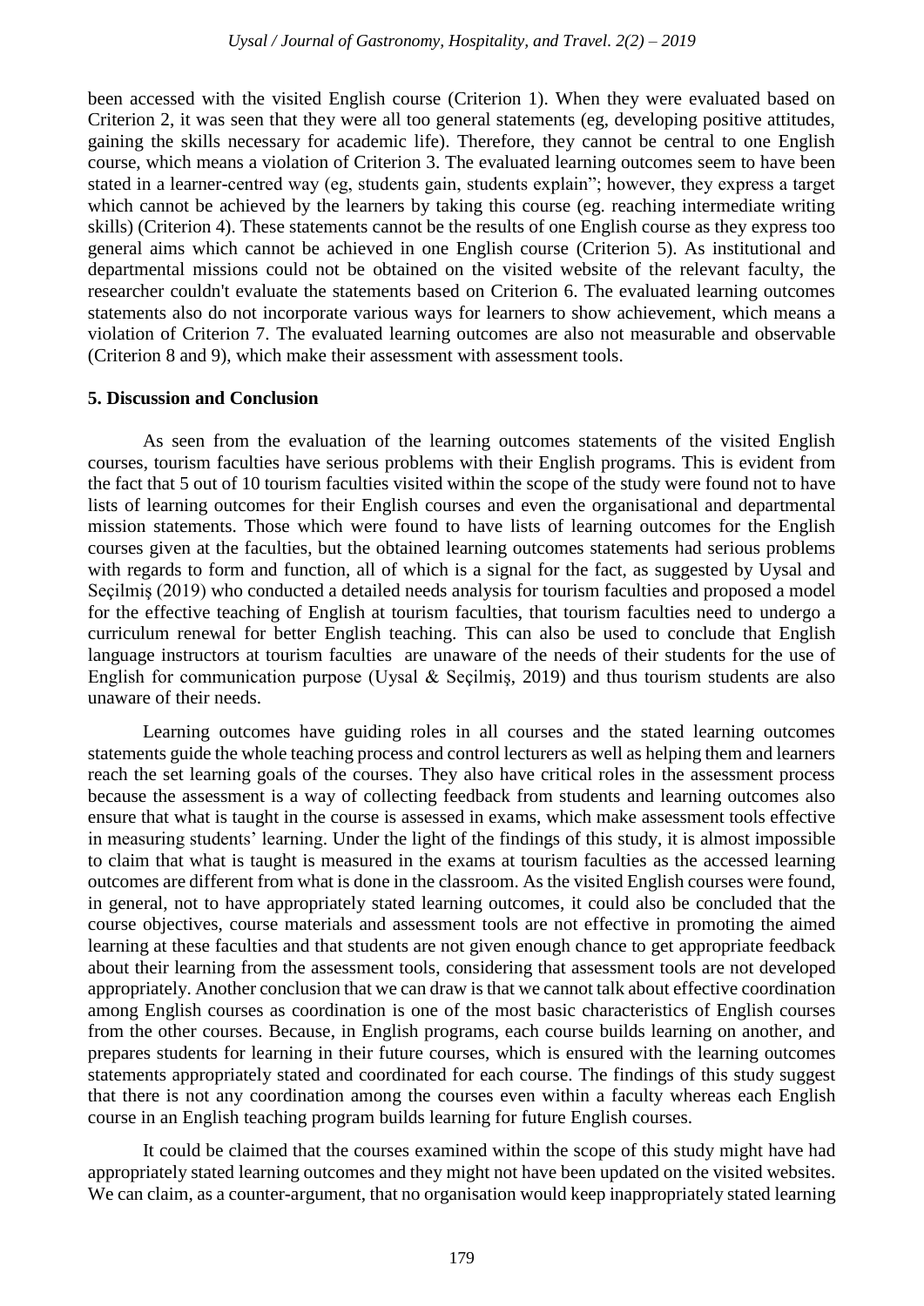been accessed with the visited English course (Criterion 1). When they were evaluated based on Criterion 2, it was seen that they were all too general statements (eg, developing positive attitudes, gaining the skills necessary for academic life). Therefore, they cannot be central to one English course, which means a violation of Criterion 3. The evaluated learning outcomes seem to have been stated in a learner-centred way (eg, students gain, students explain"; however, they express a target which cannot be achieved by the learners by taking this course (eg. reaching intermediate writing skills) (Criterion 4). These statements cannot be the results of one English course as they express too general aims which cannot be achieved in one English course (Criterion 5). As institutional and departmental missions could not be obtained on the visited website of the relevant faculty, the researcher couldn't evaluate the statements based on Criterion 6. The evaluated learning outcomes statements also do not incorporate various ways for learners to show achievement, which means a violation of Criterion 7. The evaluated learning outcomes are also not measurable and observable (Criterion 8 and 9), which make their assessment with assessment tools.

## 5. Discussion and Conclusion

As seen from the evaluation of the learning outcomes statements of the visited English courses, tourism faculties have serious problems with their English programs. This is evident from the fact that 5 out of 10 tourism faculties visited within the scope of the study were found not to have lists of learning outcomes for their English courses and even the organisational and departmental mission statements. Those which were found to have lists of learning outcomes for the English courses given at the faculties, but the obtained learning outcomes statements had serious problems with regards to form and function, all of which is a signal for the fact, as suggested by Uysal and Seçilmiş (2019) who conducted a detailed needs analysis for tourism faculties and proposed a model for the effective teaching of English at tourism faculties, that tourism faculties need to undergo a curriculum renewal for better English teaching. This can also be used to conclude that English language instructors at tourism faculties are unaware of the needs of their students for the use of English for communication purpose (Uysal & Seçilmiş, 2019) and thus tourism students are also unaware of their needs.

Learning outcomes have guiding roles in all courses and the stated learning outcomes statements guide the whole teaching process and control lecturers as well as helping them and learners reach the set learning goals of the courses. They also have critical roles in the assessment process because the assessment is a way of collecting feedback from students and learning outcomes also ensure that what is taught in the course is assessed in exams, which make assessment tools effective in measuring students' learning. Under the light of the findings of this study, it is almost impossible to claim that what is taught is measured in the exams at tourism faculties as the accessed learning outcomes are different from what is done in the classroom. As the visited English courses were found, in general, not to have appropriately stated learning outcomes, it could also be concluded that the course objectives, course materials and assessment tools are not effective in promoting the aimed learning at these faculties and that students are not given enough chance to get appropriate feedback about their learning from the assessment tools, considering that assessment tools are not developed appropriately. Another conclusion that we can draw is that we cannot talk about effective coordination among English courses as coordination is one of the most basic characteristics of English courses from the other courses. Because, in English programs, each course builds learning on another, and prepares students for learning in their future courses, which is ensured with the learning outcomes statements appropriately stated and coordinated for each course. The findings of this study suggest that there is not any coordination among the courses even within a faculty whereas each English course in an English teaching program builds learning for future English courses.

It could be claimed that the courses examined within the scope of this study might have had appropriately stated learning outcomes and they might not have been updated on the visited websites. We can claim, as a counter-argument, that no organisation would keep inappropriately stated learning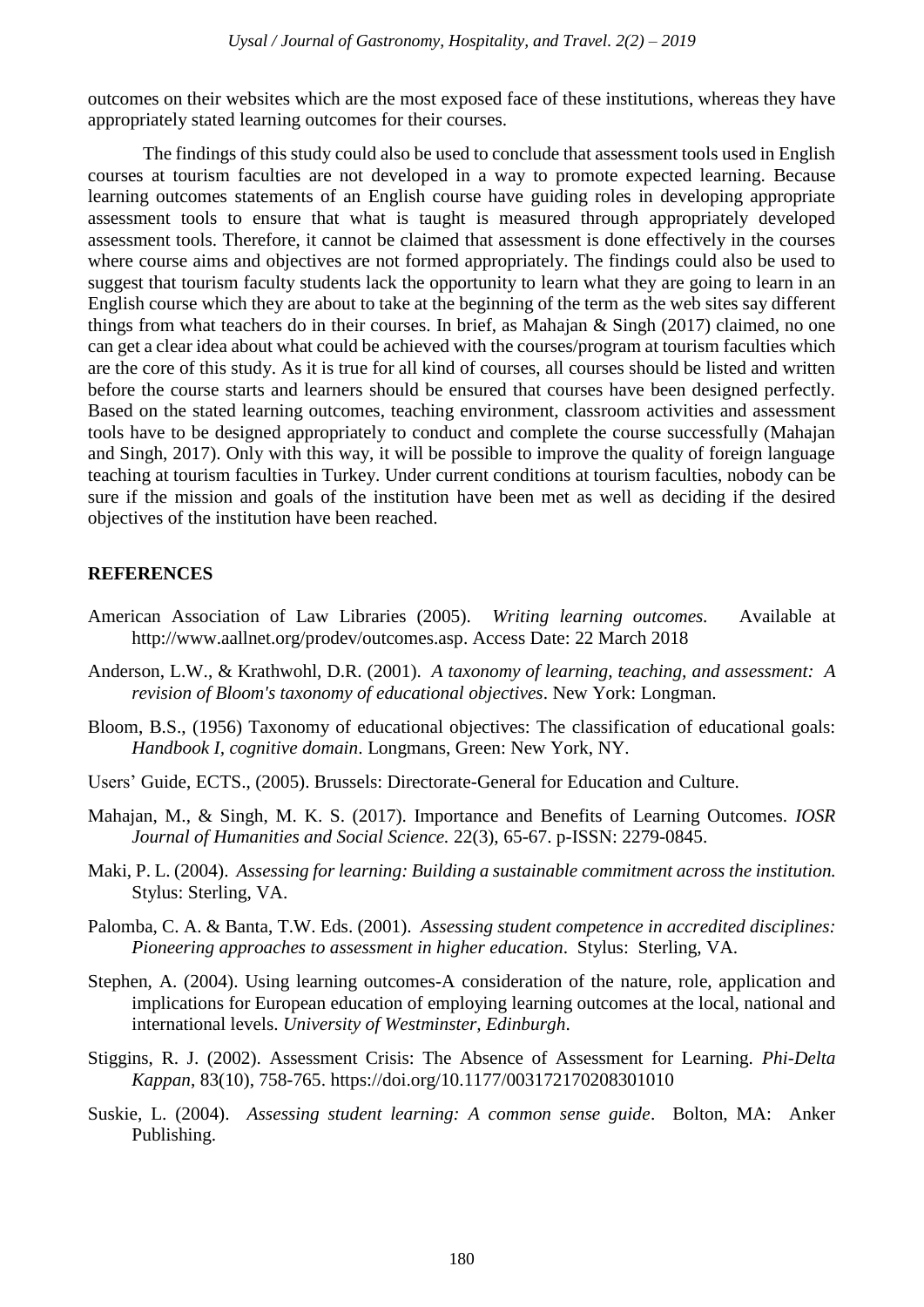outcomes on their websites which are the most exposed face of these institutions, whereas they have appropriately stated learning outcomes for their courses.

The findings of this study could also be used to conclude that assessment tools used in English courses at tourism faculties are not developed in a way to promote expected learning. Because learning outcomes statements of an English course have guiding roles in developing appropriate assessment tools to ensure that what is taught is measured through appropriately developed assessment tools. Therefore, it cannot be claimed that assessment is done effectively in the courses where course aims and objectives are not formed appropriately. The findings could also be used to suggest that tourism faculty students lack the opportunity to learn what they are going to learn in an English course which they are about to take at the beginning of the term as the web sites say different things from what teachers do in their courses. In brief, as Mahajan & Singh (2017) claimed, no one can get a clear idea about what could be achieved with the courses/program at tourism faculties which are the core of this study. As it is true for all kind of courses, all courses should be listed and written before the course starts and learners should be ensured that courses have been designed perfectly. Based on the stated learning outcomes, teaching environment, classroom activities and assessment tools have to be designed appropriately to conduct and complete the course successfully (Mahajan and Singh, 2017). Only with this way, it will be possible to improve the quality of foreign language teaching at tourism faculties in Turkey. Under current conditions at tourism faculties, nobody can be sure if the mission and goals of the institution have been met as well as deciding if the desired objectives of the institution have been reached.

## REFERENCES

American Association of Law Libraries (2005). *Writing learning outcomes.* Available at http://www.aallnet.org/prodev/outcomes.asp. Access Date: 22 March 2018

Anderson, L.W., & Krathwohl, D.R. (2001). *A taxonomy of learning, teaching, and assessment: A revision of Bloom's taxonomy of educational objectives*. New York: Longman.

Bloom, B.S., (1956) Taxonomy of educational objectives: The classification of educational goals: *Handbook I, cognitive domain*. Longmans, Green: New York, NY.

Users' Guide, ECTS., (2005). Brussels: Directorate-General for Education and Culture.

Mahajan, M., & Singh, M. K. S. (2017). Importance and Benefits of Learning Outcomes. *IOSR Journal of Humanities and Social Science.* 22(3), 65-67. p-ISSN: 2279-0845.

Maki, P. L. (2004). *Assessing for learning: Building a sustainable commitment across the institution.* Stylus: Sterling, VA.

Palomba, C. A. & Banta, T.W. Eds. (2001). *Assessing student competence in accredited disciplines: Pioneering approaches to assessment in higher education*. Stylus: Sterling, VA.

Stephen, A. (2004). Using learning outcomes-A consideration of the nature, role, application and implications for European education of employing learning outcomes at the local, national and international levels. *University of Westminster, Edinburgh*.

Stiggins, R. J. (2002). Assessment Crisis: The Absence of Assessment for Learning. *Phi-Delta Kappan*, 83(10), 758-765. https://doi.org/10.1177/003172170208301010

Suskie, L. (2004). *Assessing student learning: A common sense guide*. Bolton, MA: Anker Publishing.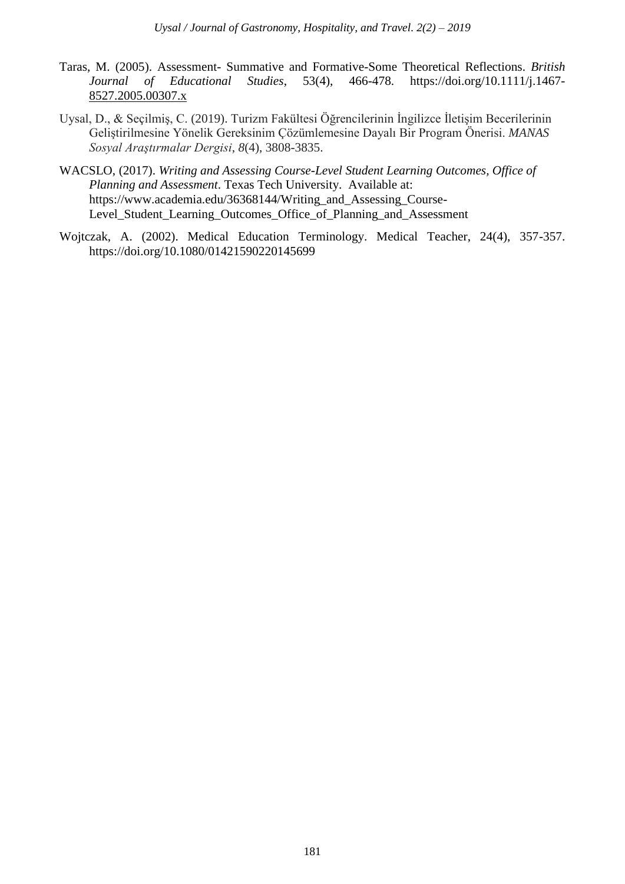Taras, M. (2005). Assessment- Summative and Formative-Some Theoretical Reflections. *British Journal of Educational Studies*, 53(4), 466-478. https://doi.org/10.1111/j.1467-8527.2005.00307.x

Uysal, D., & Seçilmiş, C. (2019). Turizm Fakültesi Öğrencilerinin İngilizce İletişim Becerilerinin Geliştirilmesine Yönelik Gereksinim Çözümlemesine Dayalı Bir Program Önerisi. *MANAS Sosyal Araştırmalar Dergisi*, *8*(4), 3808-3835.

WACSLO, (2017). *Writing and Assessing Course-Level Student Learning Outcomes, Office of Planning and Assessment*. Texas Tech University. Available at: https://www.academia.edu/36368144/Writing_and_Assessing_Course-Level_Student_Learning_Outcomes_Office_of_Planning_and_Assessment

Wojtczak, A. (2002). Medical Education Terminology. Medical Teacher, 24(4), 357-357. https://doi.org/10.1080/01421590220145699